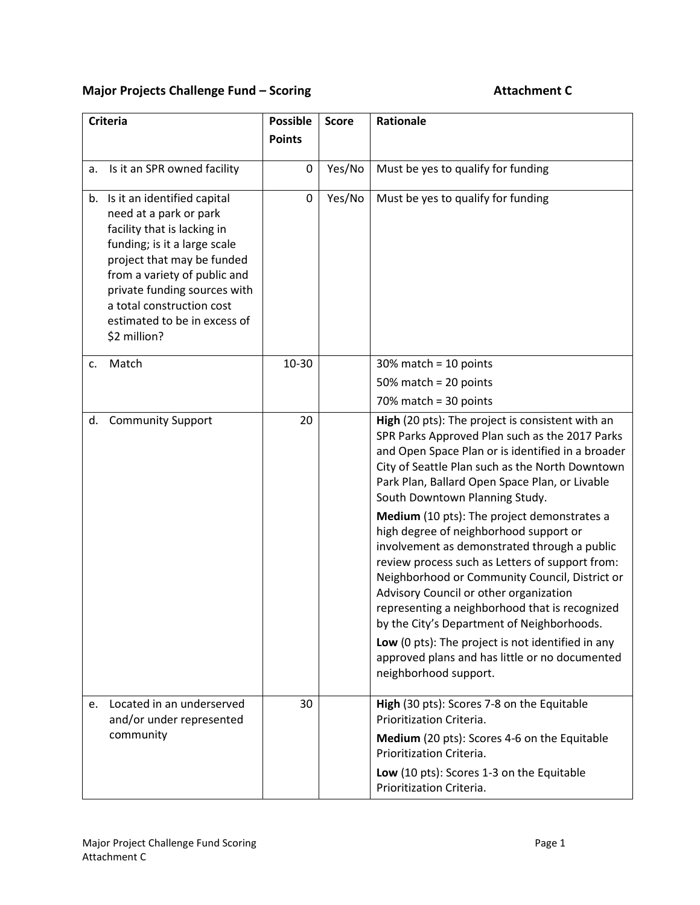# Major Projects Challenge Fund – Scoring 　　　　　　Attachment C

| Criteria | Possible Points | Score | Rationale |
|---|---|---|---|
| a. Is it an SPR owned facility | 0 | Yes/No | Must be yes to qualify for funding |
| b. Is it an identified capital need at a park or park facility that is lacking in funding; is it a large scale project that may be funded from a variety of public and private funding sources with a total construction cost estimated to be in excess of $2 million? | 0 | Yes/No | Must be yes to qualify for funding |
| c. Match | 10-30 | | 30% match = 10 points<br>50% match = 20 points<br>70% match = 30 points |
| d. Community Support | 20 | | **High** (20 pts): The project is consistent with an SPR Parks Approved Plan such as the 2017 Parks and Open Space Plan or is identified in a broader City of Seattle Plan such as the North Downtown Park Plan, Ballard Open Space Plan, or Livable South Downtown Planning Study.<br>**Medium** (10 pts): The project demonstrates a high degree of neighborhood support or involvement as demonstrated through a public review process such as Letters of support from: Neighborhood or Community Council, District or Advisory Council or other organization representing a neighborhood that is recognized by the City's Department of Neighborhoods.<br>**Low** (0 pts): The project is not identified in any approved plans and has little or no documented neighborhood support. |
| e. Located in an underserved and/or under represented community | 30 | | **High** (30 pts): Scores 7-8 on the Equitable Prioritization Criteria.<br>**Medium** (20 pts): Scores 4-6 on the Equitable Prioritization Criteria.<br>**Low** (10 pts): Scores 1-3 on the Equitable Prioritization Criteria. |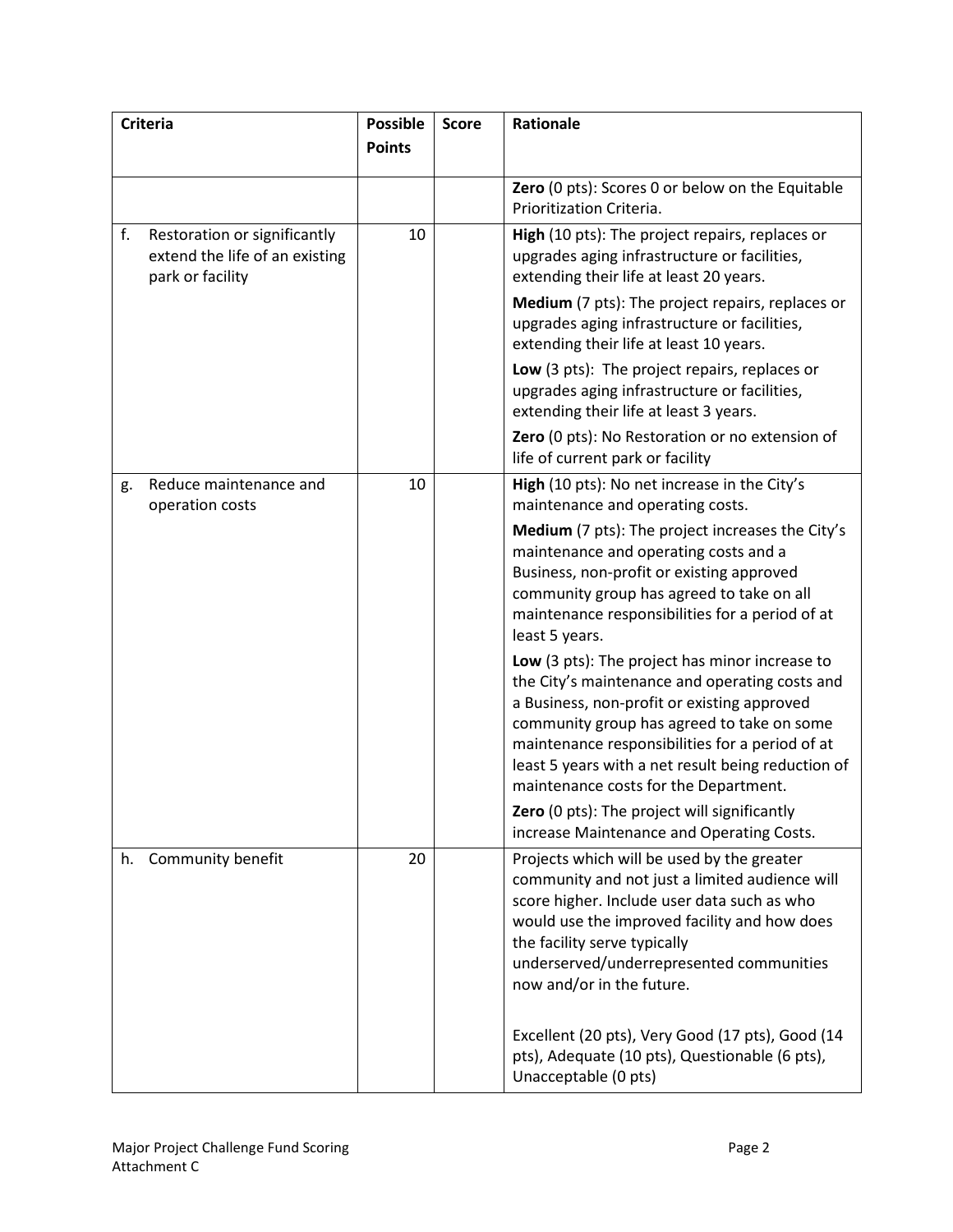| Criteria | Possible Points | Score | Rationale |
|---|---|---|---|
| | | | **Zero** (0 pts): Scores 0 or below on the Equitable Prioritization Criteria. |
| f. Restoration or significantly extend the life of an existing park or facility | 10 | | **High** (10 pts): The project repairs, replaces or upgrades aging infrastructure or facilities, extending their life at least 20 years.<br>**Medium** (7 pts): The project repairs, replaces or upgrades aging infrastructure or facilities, extending their life at least 10 years.<br>**Low** (3 pts): The project repairs, replaces or upgrades aging infrastructure or facilities, extending their life at least 3 years.<br>**Zero** (0 pts): No Restoration or no extension of life of current park or facility |
| g. Reduce maintenance and operation costs | 10 | | **High** (10 pts): No net increase in the City's maintenance and operating costs.<br>**Medium** (7 pts): The project increases the City's maintenance and operating costs and a Business, non-profit or existing approved community group has agreed to take on all maintenance responsibilities for a period of at least 5 years.<br>**Low** (3 pts): The project has minor increase to the City's maintenance and operating costs and a Business, non-profit or existing approved community group has agreed to take on some maintenance responsibilities for a period of at least 5 years with a net result being reduction of maintenance costs for the Department.<br>**Zero** (0 pts): The project will significantly increase Maintenance and Operating Costs. |
| h. Community benefit | 20 | | Projects which will be used by the greater community and not just a limited audience will score higher. Include user data such as who would use the improved facility and how does the facility serve typically underserved/underrepresented communities now and/or in the future.<br><br>Excellent (20 pts), Very Good (17 pts), Good (14 pts), Adequate (10 pts), Questionable (6 pts), Unacceptable (0 pts) |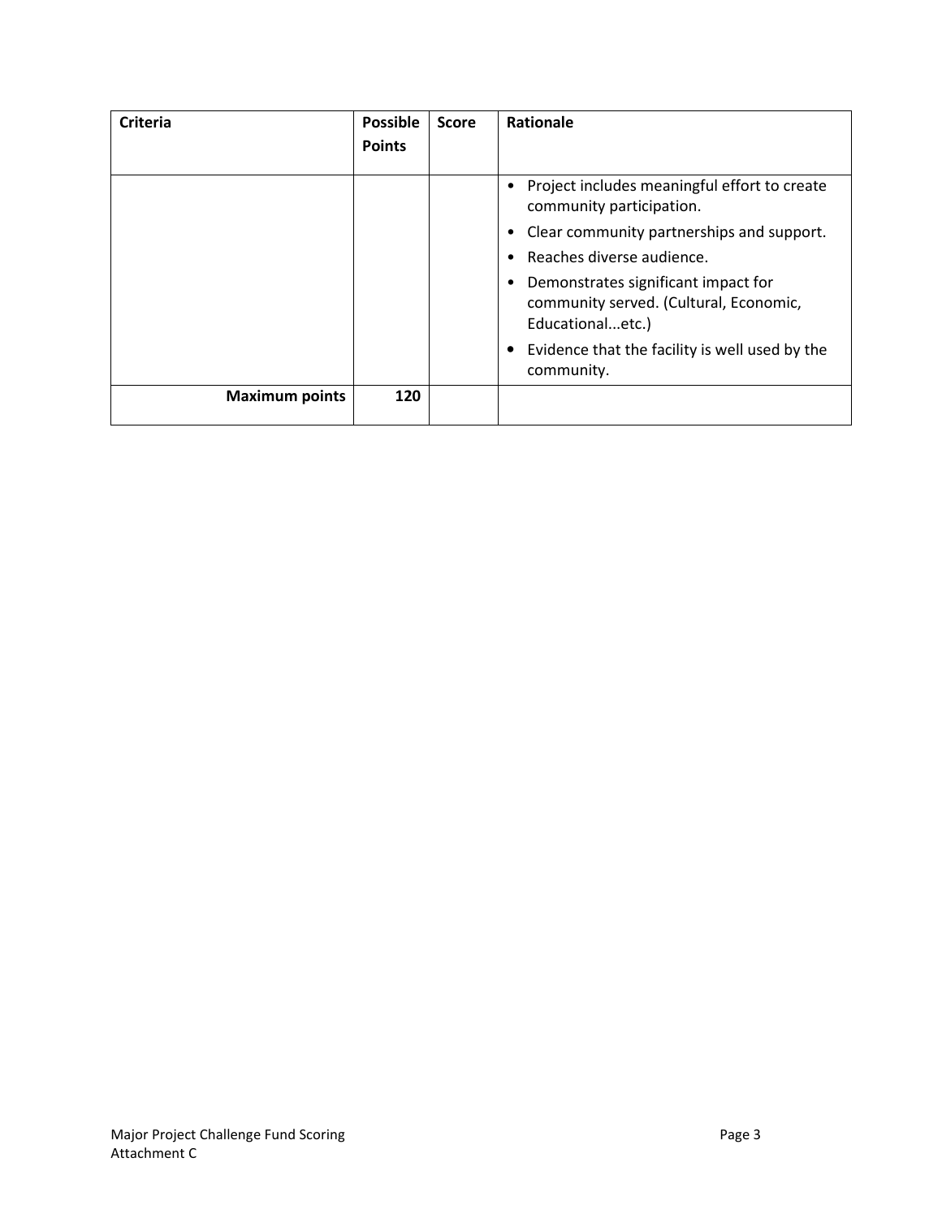| Criteria | Possible Points | Score | Rationale |
|---|---|---|---|
| | | | • Project includes meaningful effort to create community participation.<br>• Clear community partnerships and support.<br>• Reaches diverse audience.<br>• Demonstrates significant impact for community served. (Cultural, Economic, Educational...etc.)<br>• Evidence that the facility is well used by the community. |
| **Maximum points** | **120** | | |

Major Project Challenge Fund Scoring
Attachment C